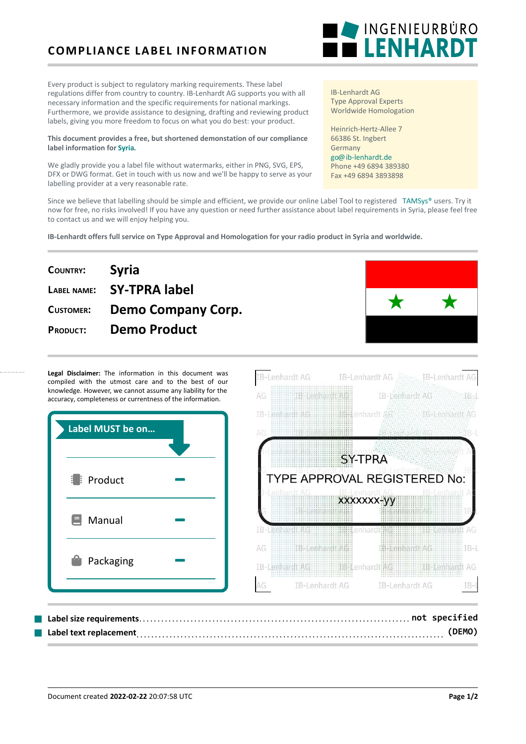# COMPLIANCE LABEL INFORMATION

INGENIEURBÜRO **LENHARDT**

Every product is subject to regulatory marking requirements. These label regulations differ from country to country. IB-Lenhardt AG supports you with all necessary information and the specific requirements for national markings. Furthermore, we provide assistance to designing, drafting and reviewing product labels, giving you more freedom to focus on what you do best: your product.

**This document provides a free, but shortened demonstation of our compliance label information for Syria.**

We gladly provide you a label file without watermarks, either in PNG, SVG, EPS, DFX or DWG format. Get in touch with us now and we'll be happy to serve as your labelling provider at a very reasonable rate.

IB-Lenhardt AG
Type Approval Experts
Worldwide Homologation

Heinrich-Hertz-Allee 7
66386 St. Ingbert
Germany
go@ib-lenhardt.de
Phone +49 6894 389380
Fax +49 6894 3893898

Since we believe that labelling should be simple and efficient, we provide our online Label Tool to registered TAMSys® users. Try it now for free, no risks involved! If you have any question or need further assistance about label requirements in Syria, please feel free to contact us and we will enjoy helping you.

**IB-Lenhardt offers full service on Type Approval and Homologation for your radio product in Syria and worldwide.**

| | |
|---|---|
| **COUNTRY:** | **Syria** |
| **LABEL NAME:** | **SY-TPRA label** |
| **CUSTOMER:** | **Demo Company Corp.** |
| **PRODUCT:** | **Demo Product** |

**Legal Disclaimer:** The information in this document was compiled with the utmost care and to the best of our knowledge. However, we cannot assume any liability for the accuracy, completeness or currentness of the information.

**Label MUST be on...**

| | |
|---|---|
| Product | – |
| Manual | – |
| Packaging | – |

SY-TPRA
TYPE APPROVAL REGISTERED No:
xxxxxxx-yy

- **Label size requirements** ........ not specified
- **Label text replacement** ........ (DEMO)

Document created **2022-02-22** 20:07:58 UTC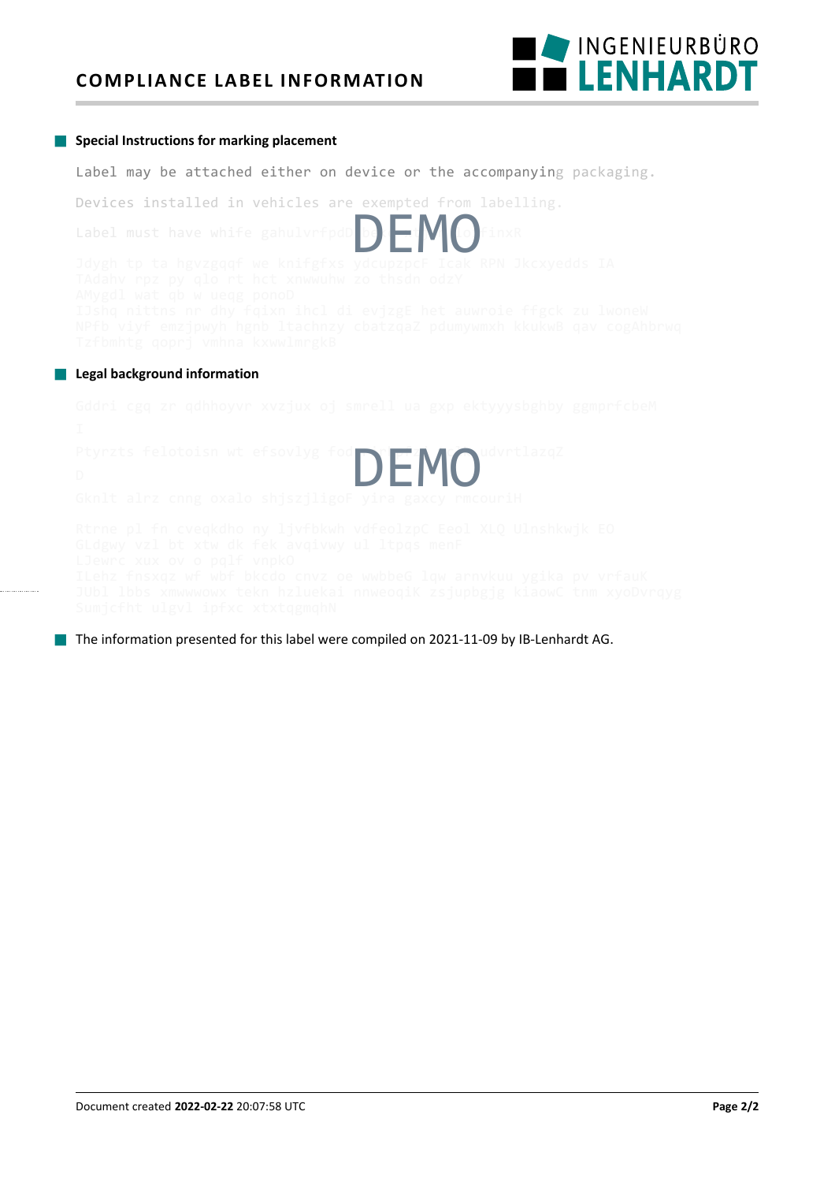## Special Instructions for marking placement

Label may be attached either on device or the accompanying packaging.

Devices installed in vehicles are exempted from labelling.

## Legal background information

The information presented for this label were compiled on 2021-11-09 by IB-Lenhardt AG.